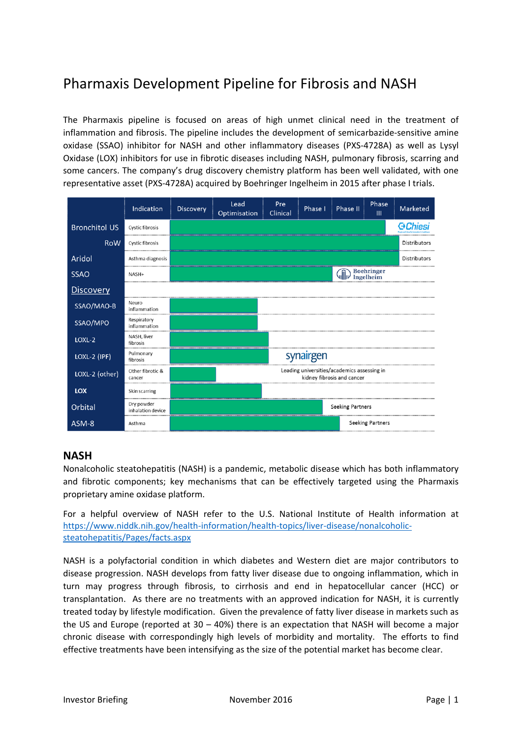# Pharmaxis Development Pipeline for Fibrosis and NASH

The Pharmaxis pipeline is focused on areas of high unmet clinical need in the treatment of inflammation and fibrosis. The pipeline includes the development of semicarbazide-sensitive amine oxidase (SSAO) inhibitor for NASH and other inflammatory diseases (PXS-4728A) as well as Lysyl Oxidase (LOX) inhibitors for use in fibrotic diseases including NASH, pulmonary fibrosis, scarring and some cancers. The company's drug discovery chemistry platform has been well validated, with one representative asset (PXS-4728A) acquired by Boehringer Ingelheim in 2015 after phase I trials.

| | Indication | Discovery | Lead Optimisation | Pre Clinical | Phase I | Phase II | Phase III | Marketed |
|---|---|---|---|---|---|---|---|---|
| Bronchitol US | Cystic fibrosis | | | | | | | Chiesi |
| RoW | Cystic fibrosis | | | | | | | Distributors |
| Aridol | Asthma diagnosis | | | | | | | Distributors |
| SSAO | NASH+ | | | | | Boehringer Ingelheim | | |
| Discovery | | | | | | | | |
| SSAO/MAO-B | Neuro inflammation | | | | | | | |
| SSAO/MPO | Respiratory inflammation | | | | | | | |
| LOXL-2 | NASH, liver fibrosis | | | | | | | |
| LOXL-2 (IPF) | Pulmonary fibrosis | | | synairgen | | | | |
| LOXL-2 (other) | Other fibrotic & cancer | | | Leading universities/academics assessing in kidney fibrosis and cancer | | | | |
| LOX | Skin scarring | | | | | | | |
| Orbital | Dry powder inhalation device | | | | Seeking Partners | | | |
| ASM-8 | Asthma | | | | | Seeking Partners | | |

## NASH

Nonalcoholic steatohepatitis (NASH) is a pandemic, metabolic disease which has both inflammatory and fibrotic components; key mechanisms that can be effectively targeted using the Pharmaxis proprietary amine oxidase platform.

For a helpful overview of NASH refer to the U.S. National Institute of Health information at https://www.niddk.nih.gov/health-information/health-topics/liver-disease/nonalcoholic-steatohepatitis/Pages/facts.aspx

NASH is a polyfactorial condition in which diabetes and Western diet are major contributors to disease progression. NASH develops from fatty liver disease due to ongoing inflammation, which in turn may progress through fibrosis, to cirrhosis and end in hepatocellular cancer (HCC) or transplantation. As there are no treatments with an approved indication for NASH, it is currently treated today by lifestyle modification. Given the prevalence of fatty liver disease in markets such as the US and Europe (reported at 30 – 40%) there is an expectation that NASH will become a major chronic disease with correspondingly high levels of morbidity and mortality. The efforts to find effective treatments have been intensifying as the size of the potential market has become clear.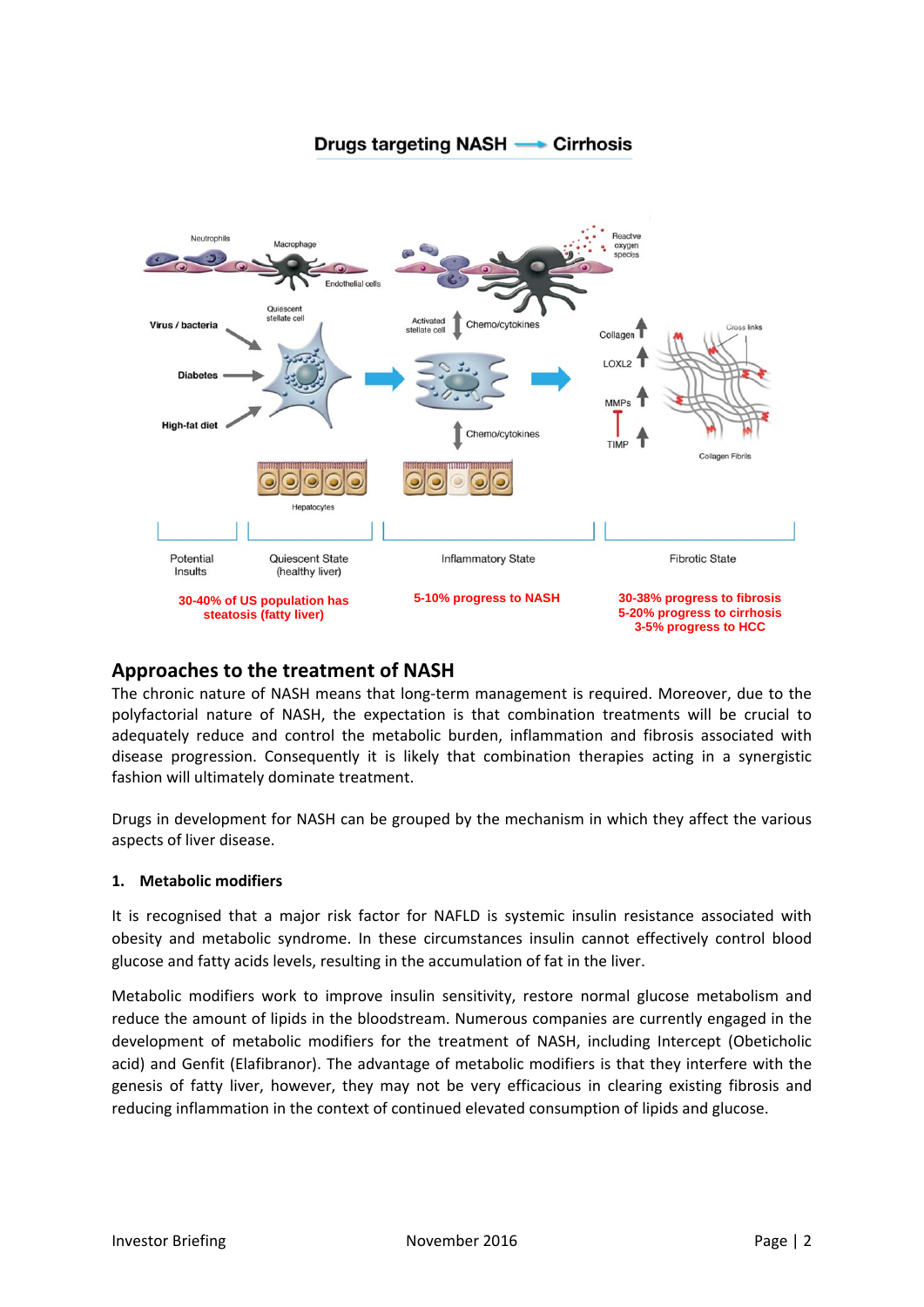## Drugs targeting NASH → Cirrhosis

Neutrophils | Macrophage | Endothelial cells | Reactve oxygen species

Virus / bacteria | Diabetes | High-fat diet | Quiescent stellate cell | Activated stellate cell | Chemo/cytokines | Hepatocytes

Collagen ↑ | LOXL2 ↑ | MMPs ↑ | TIMP ↑ | Cross links | Collagen Fibrils

| Potential Insults | Quiescent State (healthy liver) | Inflammatory State | Fibrotic State |
|---|---|---|---|
| 30-40% of US population has steatosis (fatty liver) | | 5-10% progress to NASH | 30-38% progress to fibrosis<br>5-20% progress to cirrhosis<br>3-5% progress to HCC |

## Approaches to the treatment of NASH

The chronic nature of NASH means that long-term management is required. Moreover, due to the polyfactorial nature of NASH, the expectation is that combination treatments will be crucial to adequately reduce and control the metabolic burden, inflammation and fibrosis associated with disease progression. Consequently it is likely that combination therapies acting in a synergistic fashion will ultimately dominate treatment.

Drugs in development for NASH can be grouped by the mechanism in which they affect the various aspects of liver disease.

### 1. Metabolic modifiers

It is recognised that a major risk factor for NAFLD is systemic insulin resistance associated with obesity and metabolic syndrome. In these circumstances insulin cannot effectively control blood glucose and fatty acids levels, resulting in the accumulation of fat in the liver.

Metabolic modifiers work to improve insulin sensitivity, restore normal glucose metabolism and reduce the amount of lipids in the bloodstream. Numerous companies are currently engaged in the development of metabolic modifiers for the treatment of NASH, including Intercept (Obeticholic acid) and Genfit (Elafibranor). The advantage of metabolic modifiers is that they interfere with the genesis of fatty liver, however, they may not be very efficacious in clearing existing fibrosis and reducing inflammation in the context of continued elevated consumption of lipids and glucose.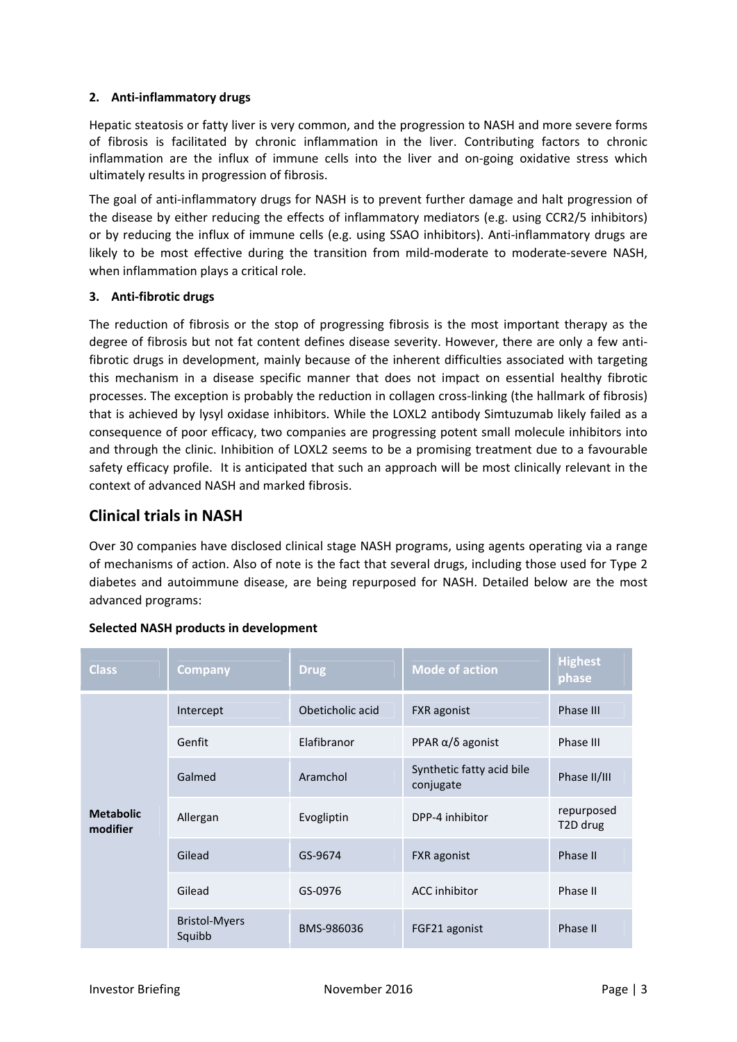### 2. Anti-inflammatory drugs

Hepatic steatosis or fatty liver is very common, and the progression to NASH and more severe forms of fibrosis is facilitated by chronic inflammation in the liver. Contributing factors to chronic inflammation are the influx of immune cells into the liver and on-going oxidative stress which ultimately results in progression of fibrosis.

The goal of anti-inflammatory drugs for NASH is to prevent further damage and halt progression of the disease by either reducing the effects of inflammatory mediators (e.g. using CCR2/5 inhibitors) or by reducing the influx of immune cells (e.g. using SSAO inhibitors). Anti-inflammatory drugs are likely to be most effective during the transition from mild-moderate to moderate-severe NASH, when inflammation plays a critical role.

### 3. Anti-fibrotic drugs

The reduction of fibrosis or the stop of progressing fibrosis is the most important therapy as the degree of fibrosis but not fat content defines disease severity. However, there are only a few anti-fibrotic drugs in development, mainly because of the inherent difficulties associated with targeting this mechanism in a disease specific manner that does not impact on essential healthy fibrotic processes. The exception is probably the reduction in collagen cross-linking (the hallmark of fibrosis) that is achieved by lysyl oxidase inhibitors. While the LOXL2 antibody Simtuzumab likely failed as a consequence of poor efficacy, two companies are progressing potent small molecule inhibitors into and through the clinic. Inhibition of LOXL2 seems to be a promising treatment due to a favourable safety efficacy profile. It is anticipated that such an approach will be most clinically relevant in the context of advanced NASH and marked fibrosis.

## Clinical trials in NASH

Over 30 companies have disclosed clinical stage NASH programs, using agents operating via a range of mechanisms of action. Also of note is the fact that several drugs, including those used for Type 2 diabetes and autoimmune disease, are being repurposed for NASH. Detailed below are the most advanced programs:

**Selected NASH products in development**

| Class | Company | Drug | Mode of action | Highest phase |
|---|---|---|---|---|
| Metabolic modifier | Intercept | Obeticholic acid | FXR agonist | Phase III |
| | Genfit | Elafibranor | PPAR α/δ agonist | Phase III |
| | Galmed | Aramchol | Synthetic fatty acid bile conjugate | Phase II/III |
| | Allergan | Evogliptin | DPP-4 inhibitor | repurposed T2D drug |
| | Gilead | GS-9674 | FXR agonist | Phase II |
| | Gilead | GS-0976 | ACC inhibitor | Phase II |
| | Bristol-Myers Squibb | BMS-986036 | FGF21 agonist | Phase II |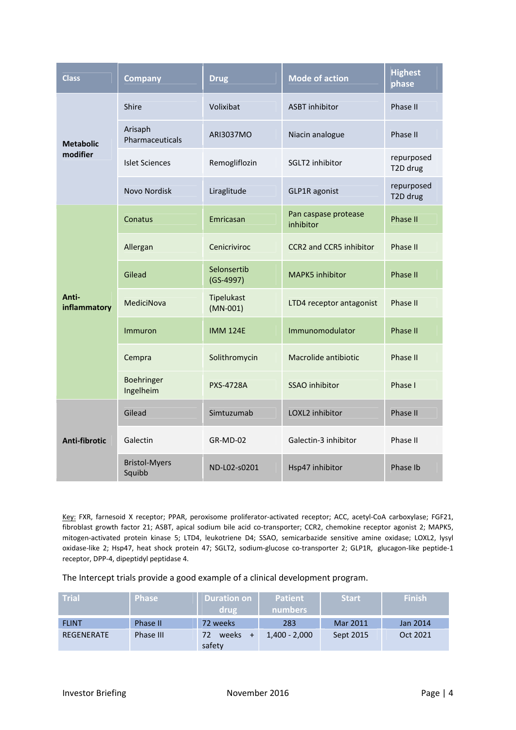| Class | Company | Drug | Mode of action | Highest phase |
|---|---|---|---|---|
| Metabolic modifier | Shire | Volixibat | ASBT inhibitor | Phase II |
| | Arisaph Pharmaceuticals | ARI3037MO | Niacin analogue | Phase II |
| | Islet Sciences | Remogliflozin | SGLT2 inhibitor | repurposed T2D drug |
| | Novo Nordisk | Liraglitude | GLP1R agonist | repurposed T2D drug |
| Anti-inflammatory | Conatus | Emricasan | Pan caspase protease inhibitor | Phase II |
| | Allergan | Cenicriviroc | CCR2 and CCR5 inhibitor | Phase II |
| | Gilead | Selonsertib (GS-4997) | MAPK5 inhibitor | Phase II |
| | MediciNova | Tipelukast (MN-001) | LTD4 receptor antagonist | Phase II |
| | Immuron | IMM 124E | Immunomodulator | Phase II |
| | Cempra | Solithromycin | Macrolide antibiotic | Phase II |
| | Boehringer Ingelheim | PXS-4728A | SSAO inhibitor | Phase I |
| Anti-fibrotic | Gilead | Simtuzumab | LOXL2 inhibitor | Phase II |
| | Galectin | GR-MD-02 | Galectin-3 inhibitor | Phase II |
| | Bristol-Myers Squibb | ND-L02-s0201 | Hsp47 inhibitor | Phase Ib |

Key: FXR, farnesoid X receptor; PPAR, peroxisome proliferator-activated receptor; ACC, acetyl-CoA carboxylase; FGF21, fibroblast growth factor 21; ASBT, apical sodium bile acid co-transporter; CCR2, chemokine receptor agonist 2; MAPK5, mitogen-activated protein kinase 5; LTD4, leukotriene D4; SSAO, semicarbazide sensitive amine oxidase; LOXL2, lysyl oxidase-like 2; Hsp47, heat shock protein 47; SGLT2, sodium-glucose co-transporter 2; GLP1R, glucagon-like peptide-1 receptor, DPP-4, dipeptidyl peptidase 4.

The Intercept trials provide a good example of a clinical development program.

| Trial | Phase | Duration on drug | Patient numbers | Start | Finish |
|---|---|---|---|---|---|
| FLINT | Phase II | 72 weeks | 283 | Mar 2011 | Jan 2014 |
| REGENERATE | Phase III | 72 weeks + safety | 1,400 - 2,000 | Sept 2015 | Oct 2021 |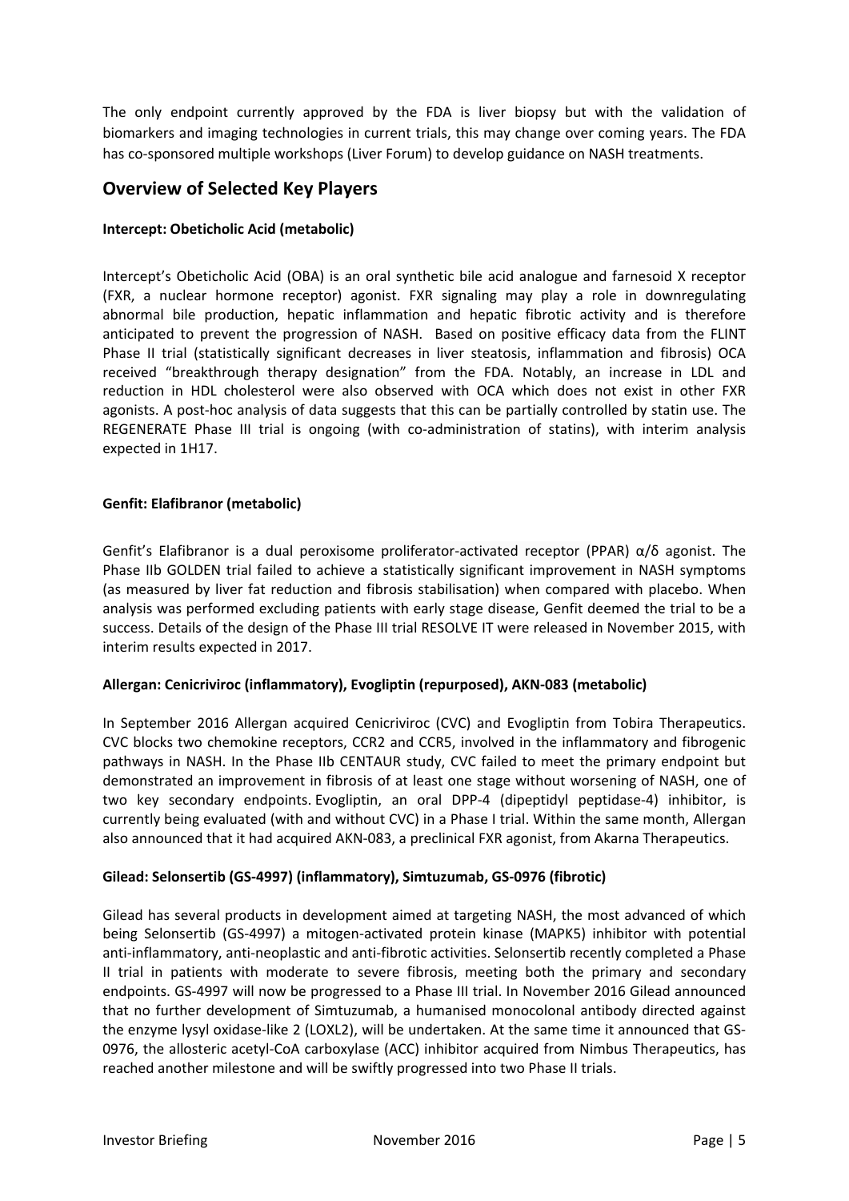The only endpoint currently approved by the FDA is liver biopsy but with the validation of biomarkers and imaging technologies in current trials, this may change over coming years. The FDA has co-sponsored multiple workshops (Liver Forum) to develop guidance on NASH treatments.

## Overview of Selected Key Players

**Intercept: Obeticholic Acid (metabolic)**

Intercept's Obeticholic Acid (OBA) is an oral synthetic bile acid analogue and farnesoid X receptor (FXR, a nuclear hormone receptor) agonist. FXR signaling may play a role in downregulating abnormal bile production, hepatic inflammation and hepatic fibrotic activity and is therefore anticipated to prevent the progression of NASH. Based on positive efficacy data from the FLINT Phase II trial (statistically significant decreases in liver steatosis, inflammation and fibrosis) OCA received "breakthrough therapy designation" from the FDA. Notably, an increase in LDL and reduction in HDL cholesterol were also observed with OCA which does not exist in other FXR agonists. A post-hoc analysis of data suggests that this can be partially controlled by statin use. The REGENERATE Phase III trial is ongoing (with co-administration of statins), with interim analysis expected in 1H17.

**Genfit: Elafibranor (metabolic)**

Genfit's Elafibranor is a dual peroxisome proliferator-activated receptor (PPAR) α/δ agonist. The Phase IIb GOLDEN trial failed to achieve a statistically significant improvement in NASH symptoms (as measured by liver fat reduction and fibrosis stabilisation) when compared with placebo. When analysis was performed excluding patients with early stage disease, Genfit deemed the trial to be a success. Details of the design of the Phase III trial RESOLVE IT were released in November 2015, with interim results expected in 2017.

**Allergan: Cenicriviroc (inflammatory), Evogliptin (repurposed), AKN-083 (metabolic)**

In September 2016 Allergan acquired Cenicriviroc (CVC) and Evogliptin from Tobira Therapeutics. CVC blocks two chemokine receptors, CCR2 and CCR5, involved in the inflammatory and fibrogenic pathways in NASH. In the Phase IIb CENTAUR study, CVC failed to meet the primary endpoint but demonstrated an improvement in fibrosis of at least one stage without worsening of NASH, one of two key secondary endpoints. Evogliptin, an oral DPP-4 (dipeptidyl peptidase-4) inhibitor, is currently being evaluated (with and without CVC) in a Phase I trial. Within the same month, Allergan also announced that it had acquired AKN-083, a preclinical FXR agonist, from Akarna Therapeutics.

**Gilead: Selonsertib (GS-4997) (inflammatory), Simtuzumab, GS-0976 (fibrotic)**

Gilead has several products in development aimed at targeting NASH, the most advanced of which being Selonsertib (GS-4997) a mitogen-activated protein kinase (MAPK5) inhibitor with potential anti-inflammatory, anti-neoplastic and anti-fibrotic activities. Selonsertib recently completed a Phase II trial in patients with moderate to severe fibrosis, meeting both the primary and secondary endpoints. GS-4997 will now be progressed to a Phase III trial. In November 2016 Gilead announced that no further development of Simtuzumab, a humanised monocolonal antibody directed against the enzyme lysyl oxidase-like 2 (LOXL2), will be undertaken. At the same time it announced that GS-0976, the allosteric acetyl-CoA carboxylase (ACC) inhibitor acquired from Nimbus Therapeutics, has reached another milestone and will be swiftly progressed into two Phase II trials.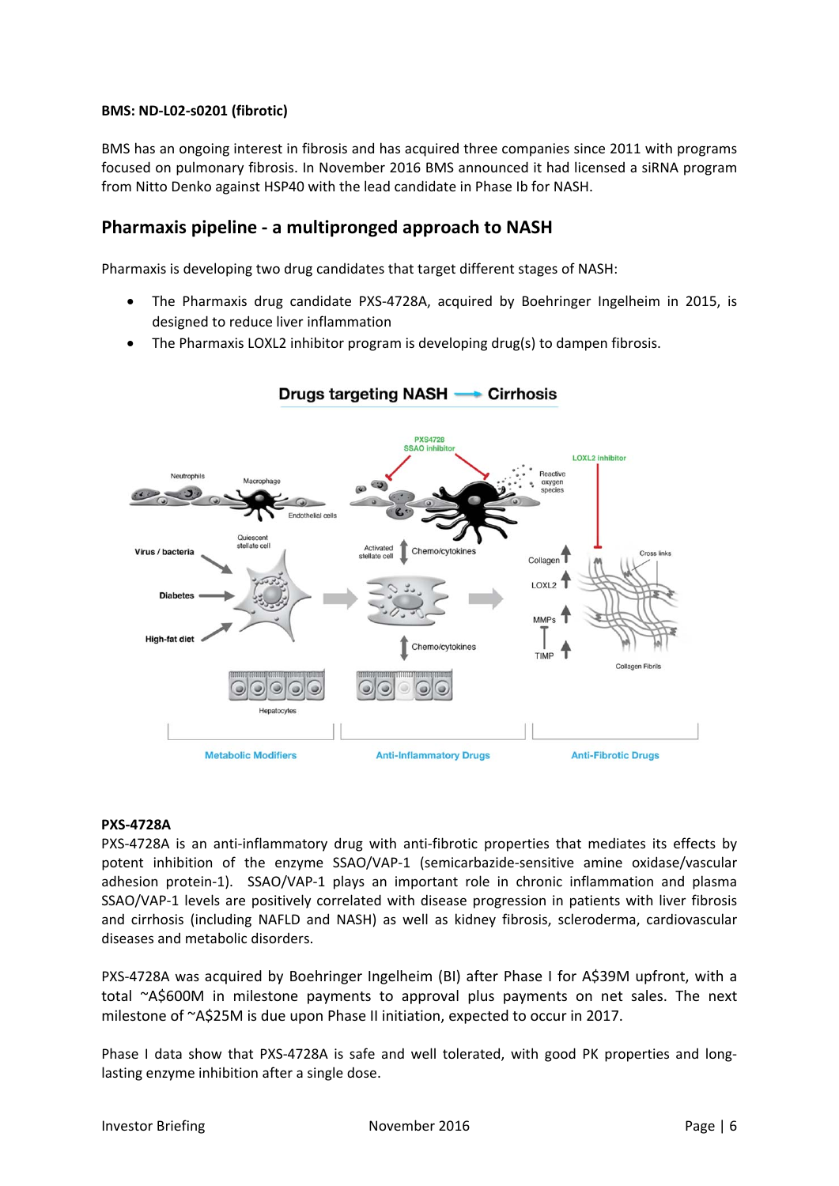**BMS: ND-L02-s0201 (fibrotic)**

BMS has an ongoing interest in fibrosis and has acquired three companies since 2011 with programs focused on pulmonary fibrosis. In November 2016 BMS announced it had licensed a siRNA program from Nitto Denko against HSP40 with the lead candidate in Phase Ib for NASH.

## Pharmaxis pipeline - a multipronged approach to NASH

Pharmaxis is developing two drug candidates that target different stages of NASH:

- The Pharmaxis drug candidate PXS-4728A, acquired by Boehringer Ingelheim in 2015, is designed to reduce liver inflammation
- The Pharmaxis LOXL2 inhibitor program is developing drug(s) to dampen fibrosis.

**Drugs targeting NASH → Cirrhosis**

**PXS-4728A**

PXS-4728A is an anti-inflammatory drug with anti-fibrotic properties that mediates its effects by potent inhibition of the enzyme SSAO/VAP-1 (semicarbazide-sensitive amine oxidase/vascular adhesion protein-1). SSAO/VAP-1 plays an important role in chronic inflammation and plasma SSAO/VAP-1 levels are positively correlated with disease progression in patients with liver fibrosis and cirrhosis (including NAFLD and NASH) as well as kidney fibrosis, scleroderma, cardiovascular diseases and metabolic disorders.

PXS-4728A was acquired by Boehringer Ingelheim (BI) after Phase I for A$39M upfront, with a total ~A$600M in milestone payments to approval plus payments on net sales. The next milestone of ~A$25M is due upon Phase II initiation, expected to occur in 2017.

Phase I data show that PXS-4728A is safe and well tolerated, with good PK properties and long-lasting enzyme inhibition after a single dose.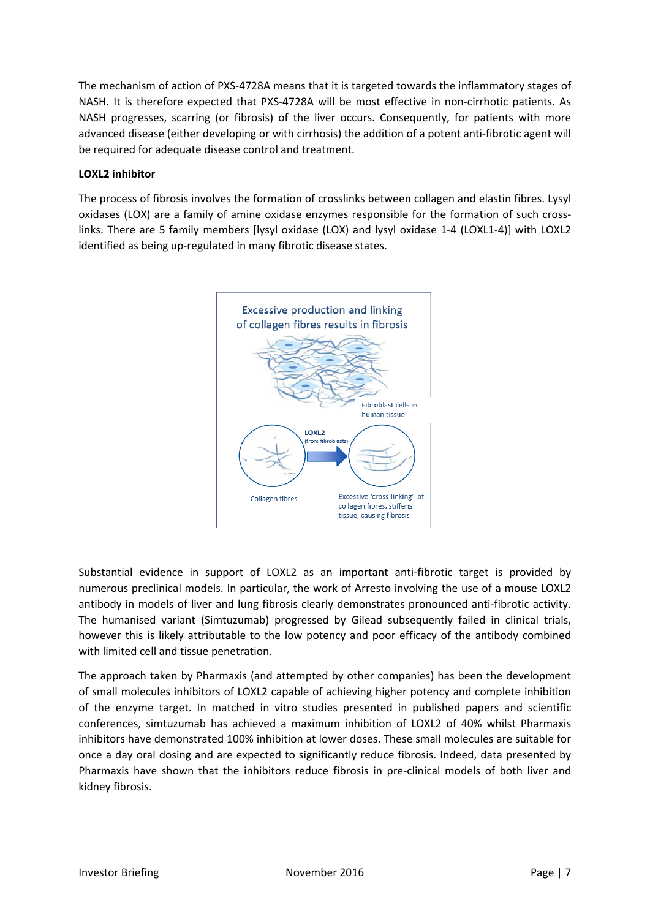The mechanism of action of PXS-4728A means that it is targeted towards the inflammatory stages of NASH. It is therefore expected that PXS-4728A will be most effective in non-cirrhotic patients. As NASH progresses, scarring (or fibrosis) of the liver occurs. Consequently, for patients with more advanced disease (either developing or with cirrhosis) the addition of a potent anti-fibrotic agent will be required for adequate disease control and treatment.

**LOXL2 inhibitor**

The process of fibrosis involves the formation of crosslinks between collagen and elastin fibres. Lysyl oxidases (LOX) are a family of amine oxidase enzymes responsible for the formation of such cross-links. There are 5 family members [lysyl oxidase (LOX) and lysyl oxidase 1-4 (LOXL1-4)] with LOXL2 identified as being up-regulated in many fibrotic disease states.

Excessive production and linking of collagen fibres results in fibrosis

Fibroblast cells in human tissue

LOXL2 (from fibroblasts)

Collagen fibres

Excessive 'cross-linking' of collagen fibres, stiffens tissue, causing fibrosis

Substantial evidence in support of LOXL2 as an important anti-fibrotic target is provided by numerous preclinical models. In particular, the work of Arresto involving the use of a mouse LOXL2 antibody in models of liver and lung fibrosis clearly demonstrates pronounced anti-fibrotic activity. The humanised variant (Simtuzumab) progressed by Gilead subsequently failed in clinical trials, however this is likely attributable to the low potency and poor efficacy of the antibody combined with limited cell and tissue penetration.

The approach taken by Pharmaxis (and attempted by other companies) has been the development of small molecules inhibitors of LOXL2 capable of achieving higher potency and complete inhibition of the enzyme target. In matched in vitro studies presented in published papers and scientific conferences, simtuzumab has achieved a maximum inhibition of LOXL2 of 40% whilst Pharmaxis inhibitors have demonstrated 100% inhibition at lower doses. These small molecules are suitable for once a day oral dosing and are expected to significantly reduce fibrosis. Indeed, data presented by Pharmaxis have shown that the inhibitors reduce fibrosis in pre-clinical models of both liver and kidney fibrosis.